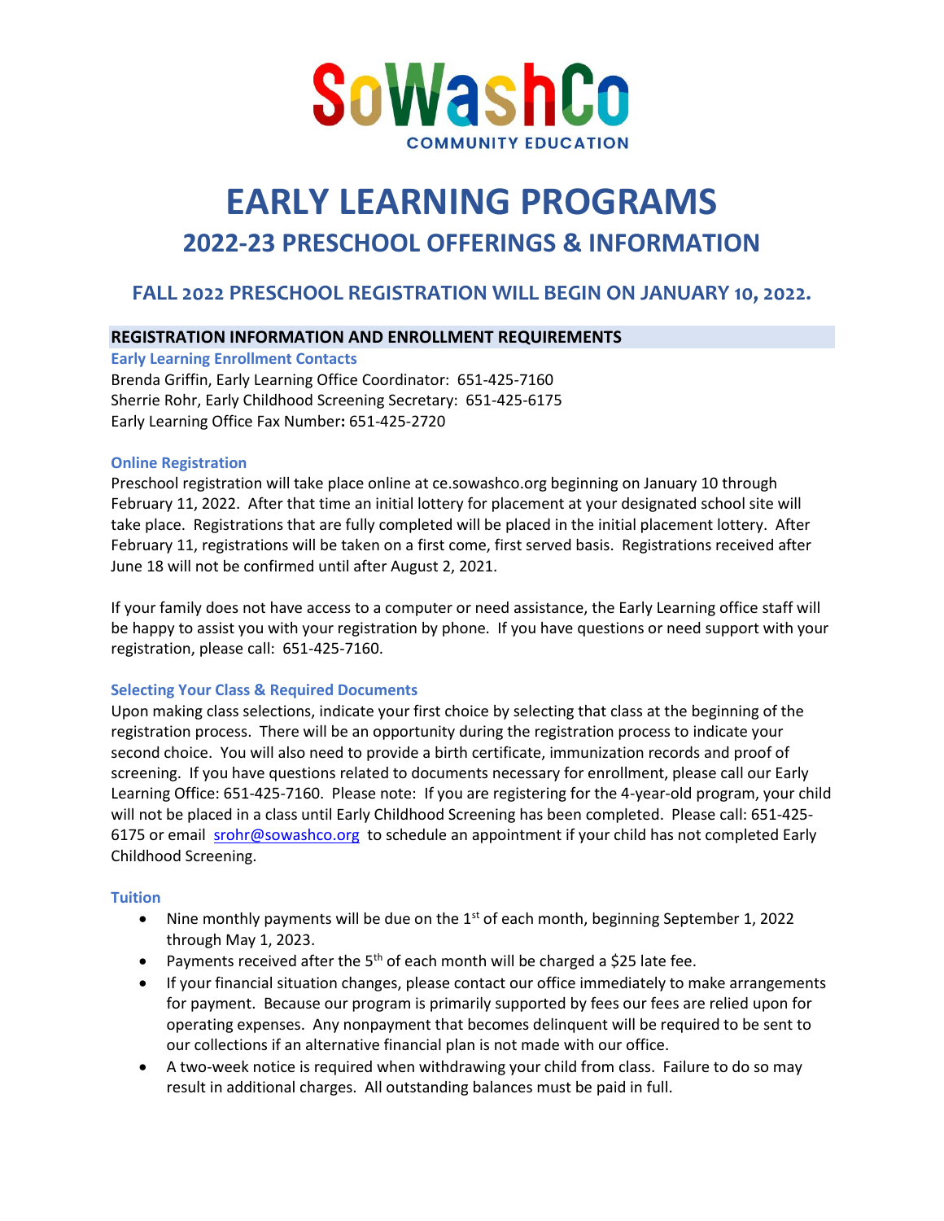SoWashCo

COMMUNITY EDUCATION

# EARLY LEARNING PROGRAMS

## 2022-23 PRESCHOOL OFFERINGS & INFORMATION

### FALL 2022 PRESCHOOL REGISTRATION WILL BEGIN ON JANUARY 10, 2022.

### REGISTRATION INFORMATION AND ENROLLMENT REQUIREMENTS

**Early Learning Enrollment Contacts**

Brenda Griffin, Early Learning Office Coordinator: 651-425-7160
Sherrie Rohr, Early Childhood Screening Secretary: 651-425-6175
Early Learning Office Fax Number**:** 651-425-2720

**Online Registration**

Preschool registration will take place online at ce.sowashco.org beginning on January 10 through February 11, 2022. After that time an initial lottery for placement at your designated school site will take place. Registrations that are fully completed will be placed in the initial placement lottery. After February 11, registrations will be taken on a first come, first served basis. Registrations received after June 18 will not be confirmed until after August 2, 2021.

If your family does not have access to a computer or need assistance, the Early Learning office staff will be happy to assist you with your registration by phone. If you have questions or need support with your registration, please call: 651-425-7160.

**Selecting Your Class & Required Documents**

Upon making class selections, indicate your first choice by selecting that class at the beginning of the registration process. There will be an opportunity during the registration process to indicate your second choice. You will also need to provide a birth certificate, immunization records and proof of screening. If you have questions related to documents necessary for enrollment, please call our Early Learning Office: 651-425-7160. Please note: If you are registering for the 4-year-old program, your child will not be placed in a class until Early Childhood Screening has been completed. Please call: 651-425-6175 or email srohr@sowashco.org to schedule an appointment if your child has not completed Early Childhood Screening.

**Tuition**

- Nine monthly payments will be due on the 1st of each month, beginning September 1, 2022 through May 1, 2023.
- Payments received after the 5th of each month will be charged a $25 late fee.
- If your financial situation changes, please contact our office immediately to make arrangements for payment. Because our program is primarily supported by fees our fees are relied upon for operating expenses. Any nonpayment that becomes delinquent will be required to be sent to our collections if an alternative financial plan is not made with our office.
- A two-week notice is required when withdrawing your child from class. Failure to do so may result in additional charges. All outstanding balances must be paid in full.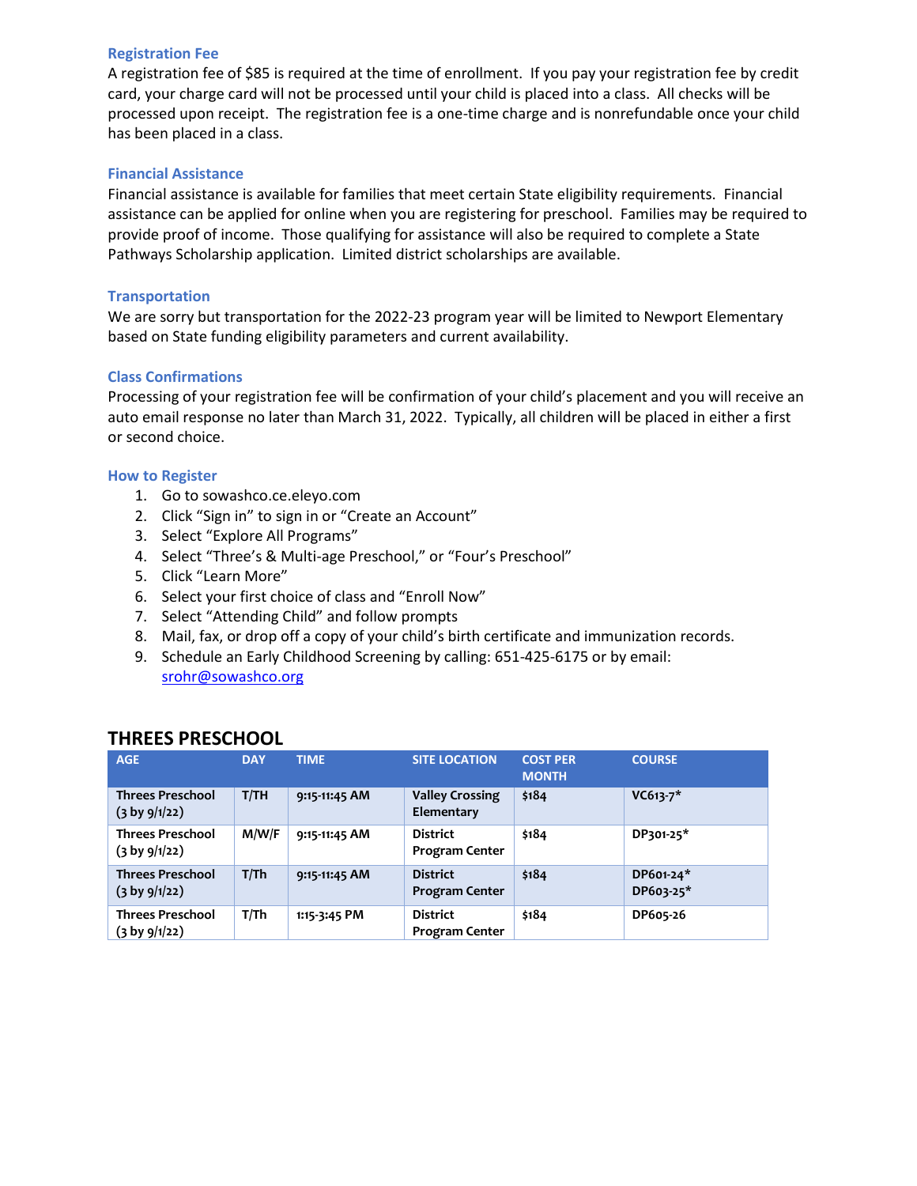### Registration Fee

A registration fee of $85 is required at the time of enrollment. If you pay your registration fee by credit card, your charge card will not be processed until your child is placed into a class. All checks will be processed upon receipt. The registration fee is a one-time charge and is nonrefundable once your child has been placed in a class.

### Financial Assistance

Financial assistance is available for families that meet certain State eligibility requirements. Financial assistance can be applied for online when you are registering for preschool. Families may be required to provide proof of income. Those qualifying for assistance will also be required to complete a State Pathways Scholarship application. Limited district scholarships are available.

### Transportation

We are sorry but transportation for the 2022-23 program year will be limited to Newport Elementary based on State funding eligibility parameters and current availability.

### Class Confirmations

Processing of your registration fee will be confirmation of your child's placement and you will receive an auto email response no later than March 31, 2022. Typically, all children will be placed in either a first or second choice.

### How to Register

1. Go to sowashco.ce.eleyo.com
2. Click "Sign in" to sign in or "Create an Account"
3. Select "Explore All Programs"
4. Select "Three's & Multi-age Preschool," or "Four's Preschool"
5. Click "Learn More"
6. Select your first choice of class and "Enroll Now"
7. Select "Attending Child" and follow prompts
8. Mail, fax, or drop off a copy of your child's birth certificate and immunization records.
9. Schedule an Early Childhood Screening by calling: 651-425-6175 or by email: srohr@sowashco.org

## THREES PRESCHOOL

| AGE | DAY | TIME | SITE LOCATION | COST PER MONTH | COURSE |
|---|---|---|---|---|---|
| **Threes Preschool (3 by 9/1/22)** | **T/TH** | **9:15-11:45 AM** | **Valley Crossing Elementary** | **$184** | **VC613-7*** |
| **Threes Preschool (3 by 9/1/22)** | **M/W/F** | **9:15-11:45 AM** | **District Program Center** | **$184** | **DP301-25*** |
| **Threes Preschool (3 by 9/1/22)** | **T/Th** | **9:15-11:45 AM** | **District Program Center** | **$184** | **DP601-24* DP603-25*** |
| **Threes Preschool (3 by 9/1/22)** | **T/Th** | **1:15-3:45 PM** | **District Program Center** | **$184** | **DP605-26** |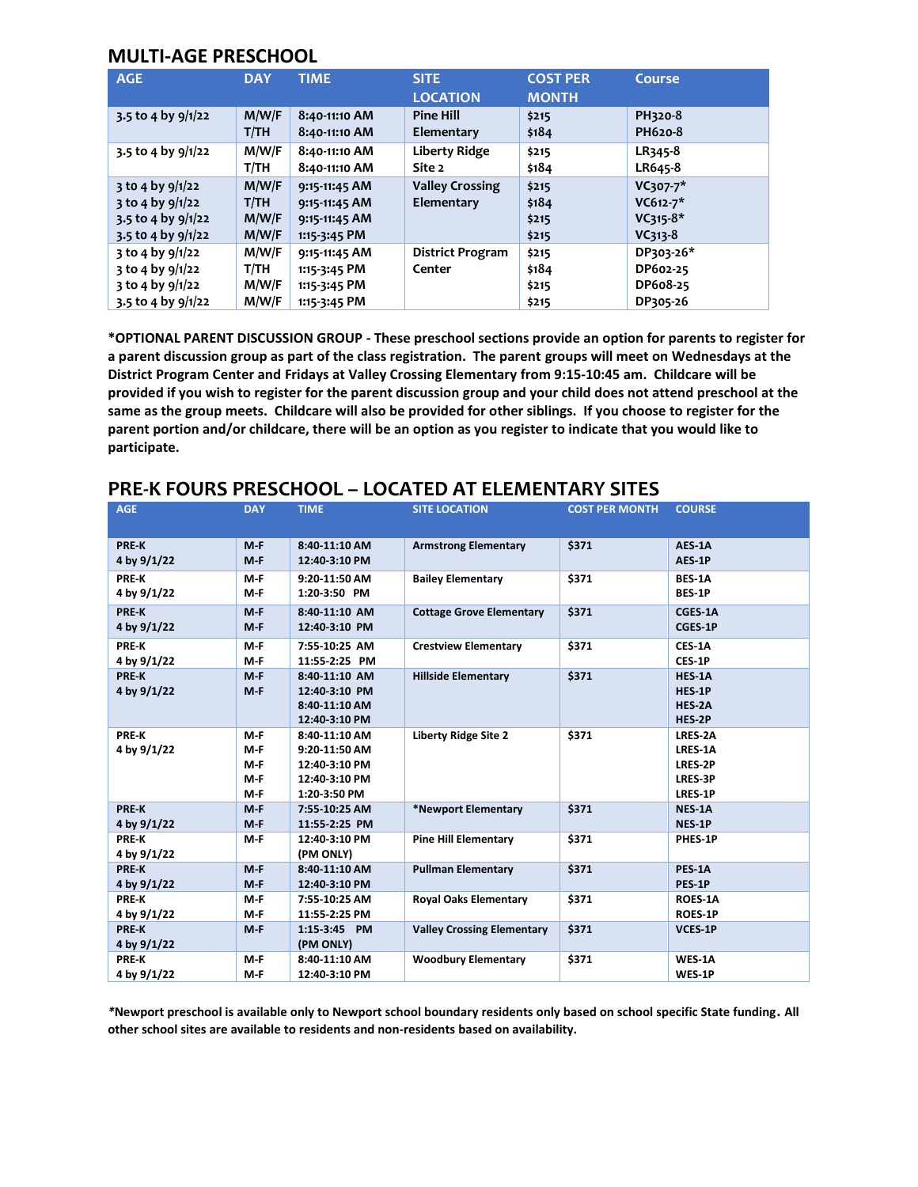## MULTI-AGE PRESCHOOL

| AGE | DAY | TIME | SITE LOCATION | COST PER MONTH | Course |
|---|---|---|---|---|---|
| 3.5 to 4 by 9/1/22 | M/W/F<br>T/TH | 8:40-11:10 AM<br>8:40-11:10 AM | Pine Hill Elementary | $215<br>$184 | PH320-8<br>PH620-8 |
| 3.5 to 4 by 9/1/22 | M/W/F<br>T/TH | 8:40-11:10 AM<br>8:40-11:10 AM | Liberty Ridge Site 2 | $215<br>$184 | LR345-8<br>LR645-8 |
| 3 to 4 by 9/1/22<br>3 to 4 by 9/1/22<br>3.5 to 4 by 9/1/22<br>3.5 to 4 by 9/1/22 | M/W/F<br>T/TH<br>M/W/F<br>M/W/F | 9:15-11:45 AM<br>9:15-11:45 AM<br>9:15-11:45 AM<br>1:15-3:45 PM | Valley Crossing Elementary | $215<br>$184<br>$215<br>$215 | VC307-7*<br>VC612-7*<br>VC315-8*<br>VC313-8 |
| 3 to 4 by 9/1/22<br>3 to 4 by 9/1/22<br>3 to 4 by 9/1/22<br>3.5 to 4 by 9/1/22 | M/W/F<br>T/TH<br>M/W/F<br>M/W/F | 9:15-11:45 AM<br>1:15-3:45 PM<br>1:15-3:45 PM<br>1:15-3:45 PM | District Program Center | $215<br>$184<br>$215<br>$215 | DP303-26*<br>DP602-25<br>DP608-25<br>DP305-26 |

**\*OPTIONAL PARENT DISCUSSION GROUP - These preschool sections provide an option for parents to register for a parent discussion group as part of the class registration. The parent groups will meet on Wednesdays at the District Program Center and Fridays at Valley Crossing Elementary from 9:15-10:45 am. Childcare will be provided if you wish to register for the parent discussion group and your child does not attend preschool at the same as the group meets. Childcare will also be provided for other siblings. If you choose to register for the parent portion and/or childcare, there will be an option as you register to indicate that you would like to participate.**

## PRE-K FOURS PRESCHOOL – LOCATED AT ELEMENTARY SITES

| AGE | DAY | TIME | SITE LOCATION | COST PER MONTH | COURSE |
|---|---|---|---|---|---|
| PRE-K<br>4 by 9/1/22 | M-F<br>M-F | 8:40-11:10 AM<br>12:40-3:10 PM | Armstrong Elementary | $371 | AES-1A<br>AES-1P |
| PRE-K<br>4 by 9/1/22 | M-F<br>M-F | 9:20-11:50 AM<br>1:20-3:50 PM | Bailey Elementary | $371 | BES-1A<br>BES-1P |
| PRE-K<br>4 by 9/1/22 | M-F<br>M-F | 8:40-11:10 AM<br>12:40-3:10 PM | Cottage Grove Elementary | $371 | CGES-1A<br>CGES-1P |
| PRE-K<br>4 by 9/1/22 | M-F<br>M-F | 7:55-10:25 AM<br>11:55-2:25 PM | Crestview Elementary | $371 | CES-1A<br>CES-1P |
| PRE-K<br>4 by 9/1/22 | M-F<br>M-F | 8:40-11:10 AM<br>12:40-3:10 PM<br>8:40-11:10 AM<br>12:40-3:10 PM | Hillside Elementary | $371 | HES-1A<br>HES-1P<br>HES-2A<br>HES-2P |
| PRE-K<br>4 by 9/1/22 | M-F<br>M-F<br>M-F<br>M-F<br>M-F | 8:40-11:10 AM<br>9:20-11:50 AM<br>12:40-3:10 PM<br>12:40-3:10 PM<br>1:20-3:50 PM | Liberty Ridge Site 2 | $371 | LRES-2A<br>LRES-1A<br>LRES-2P<br>LRES-3P<br>LRES-1P |
| PRE-K<br>4 by 9/1/22 | M-F<br>M-F | 7:55-10:25 AM<br>11:55-2:25 PM | *Newport Elementary | $371 | NES-1A<br>NES-1P |
| PRE-K<br>4 by 9/1/22 | M-F | 12:40-3:10 PM<br>(PM ONLY) | Pine Hill Elementary | $371 | PHES-1P |
| PRE-K<br>4 by 9/1/22 | M-F<br>M-F | 8:40-11:10 AM<br>12:40-3:10 PM | Pullman Elementary | $371 | PES-1A<br>PES-1P |
| PRE-K<br>4 by 9/1/22 | M-F<br>M-F | 7:55-10:25 AM<br>11:55-2:25 PM | Royal Oaks Elementary | $371 | ROES-1A<br>ROES-1P |
| PRE-K<br>4 by 9/1/22 | M-F | 1:15-3:45 PM<br>(PM ONLY) | Valley Crossing Elementary | $371 | VCES-1P |
| PRE-K<br>4 by 9/1/22 | M-F<br>M-F | 8:40-11:10 AM<br>12:40-3:10 PM | Woodbury Elementary | $371 | WES-1A<br>WES-1P |

***\*Newport preschool is available only to Newport school boundary residents only based on school specific State funding.*** **All other school sites are available to residents and non-residents based on availability.**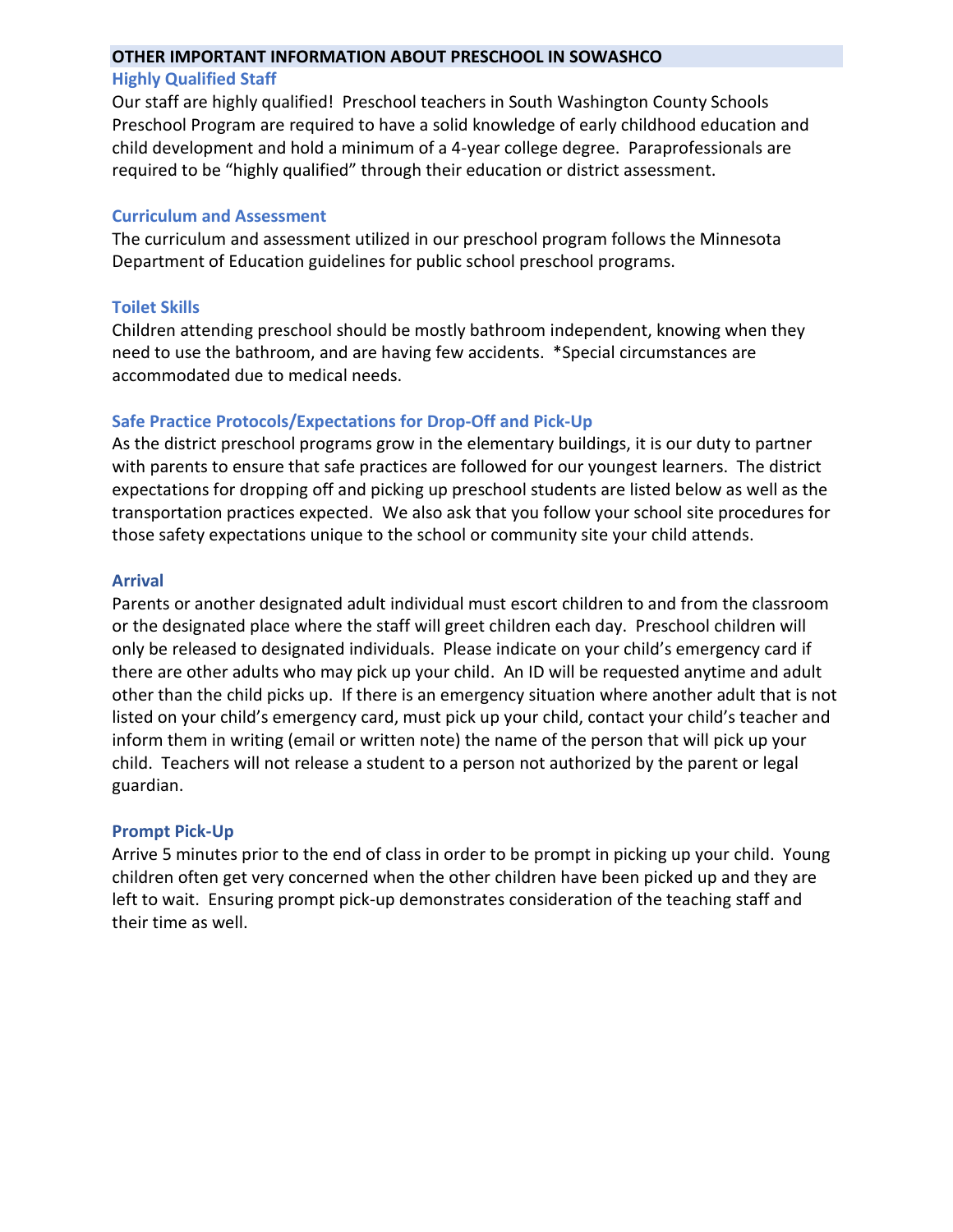## OTHER IMPORTANT INFORMATION ABOUT PRESCHOOL IN SOWASHCO

### Highly Qualified Staff

Our staff are highly qualified! Preschool teachers in South Washington County Schools Preschool Program are required to have a solid knowledge of early childhood education and child development and hold a minimum of a 4-year college degree. Paraprofessionals are required to be "highly qualified" through their education or district assessment.

### Curriculum and Assessment

The curriculum and assessment utilized in our preschool program follows the Minnesota Department of Education guidelines for public school preschool programs.

### Toilet Skills

Children attending preschool should be mostly bathroom independent, knowing when they need to use the bathroom, and are having few accidents. *Special circumstances are accommodated due to medical needs.

### Safe Practice Protocols/Expectations for Drop-Off and Pick-Up

As the district preschool programs grow in the elementary buildings, it is our duty to partner with parents to ensure that safe practices are followed for our youngest learners. The district expectations for dropping off and picking up preschool students are listed below as well as the transportation practices expected. We also ask that you follow your school site procedures for those safety expectations unique to the school or community site your child attends.

### Arrival

Parents or another designated adult individual must escort children to and from the classroom or the designated place where the staff will greet children each day. Preschool children will only be released to designated individuals. Please indicate on your child's emergency card if there are other adults who may pick up your child. An ID will be requested anytime and adult other than the child picks up. If there is an emergency situation where another adult that is not listed on your child's emergency card, must pick up your child, contact your child's teacher and inform them in writing (email or written note) the name of the person that will pick up your child. Teachers will not release a student to a person not authorized by the parent or legal guardian.

### Prompt Pick-Up

Arrive 5 minutes prior to the end of class in order to be prompt in picking up your child. Young children often get very concerned when the other children have been picked up and they are left to wait. Ensuring prompt pick-up demonstrates consideration of the teaching staff and their time as well.